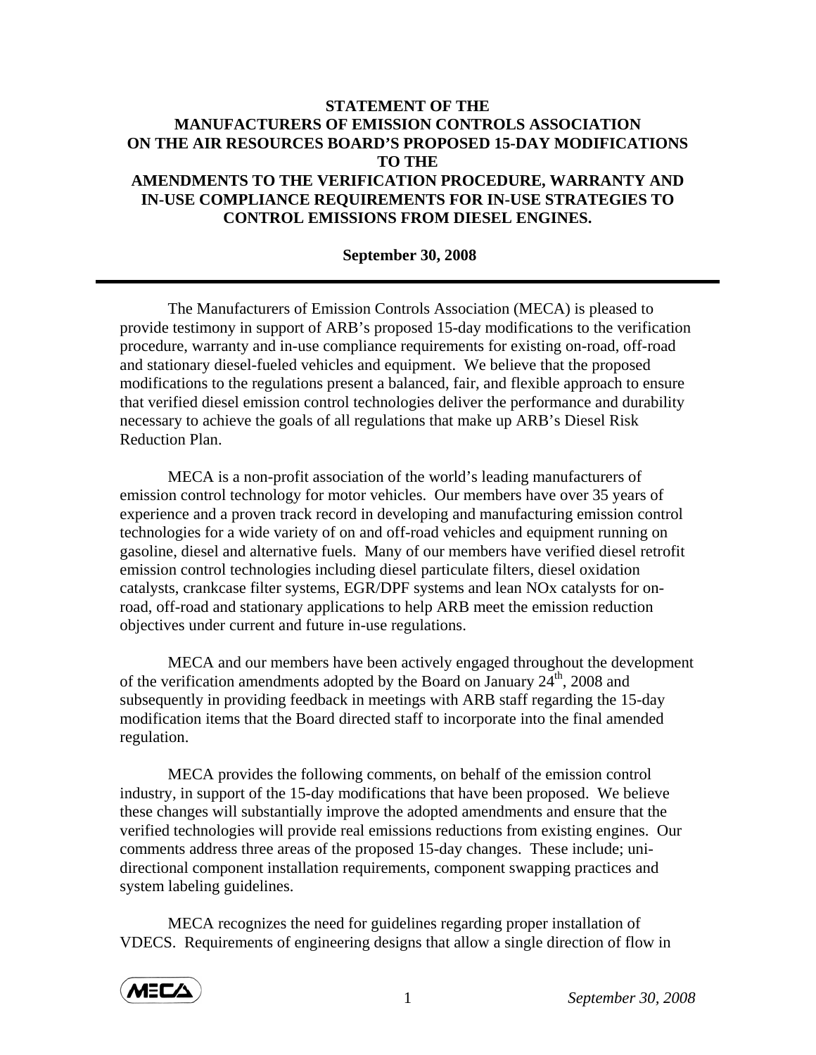**STATEMENT OF THE MANUFACTURERS OF EMISSION CONTROLS ASSOCIATION ON THE AIR RESOURCES BOARD'S PROPOSED 15-DAY MODIFICATIONS TO THE AMENDMENTS TO THE VERIFICATION PROCEDURE, WARRANTY AND IN-USE COMPLIANCE REQUIREMENTS FOR IN-USE STRATEGIES TO CONTROL EMISSIONS FROM DIESEL ENGINES.**

**September 30, 2008**

---

The Manufacturers of Emission Controls Association (MECA) is pleased to provide testimony in support of ARB's proposed 15-day modifications to the verification procedure, warranty and in-use compliance requirements for existing on-road, off-road and stationary diesel-fueled vehicles and equipment. We believe that the proposed modifications to the regulations present a balanced, fair, and flexible approach to ensure that verified diesel emission control technologies deliver the performance and durability necessary to achieve the goals of all regulations that make up ARB's Diesel Risk Reduction Plan.

MECA is a non-profit association of the world's leading manufacturers of emission control technology for motor vehicles. Our members have over 35 years of experience and a proven track record in developing and manufacturing emission control technologies for a wide variety of on and off-road vehicles and equipment running on gasoline, diesel and alternative fuels. Many of our members have verified diesel retrofit emission control technologies including diesel particulate filters, diesel oxidation catalysts, crankcase filter systems, EGR/DPF systems and lean NOx catalysts for on-road, off-road and stationary applications to help ARB meet the emission reduction objectives under current and future in-use regulations.

MECA and our members have been actively engaged throughout the development of the verification amendments adopted by the Board on January 24th, 2008 and subsequently in providing feedback in meetings with ARB staff regarding the 15-day modification items that the Board directed staff to incorporate into the final amended regulation.

MECA provides the following comments, on behalf of the emission control industry, in support of the 15-day modifications that have been proposed. We believe these changes will substantially improve the adopted amendments and ensure that the verified technologies will provide real emissions reductions from existing engines. Our comments address three areas of the proposed 15-day changes. These include; uni-directional component installation requirements, component swapping practices and system labeling guidelines.

MECA recognizes the need for guidelines regarding proper installation of VDECS. Requirements of engineering designs that allow a single direction of flow in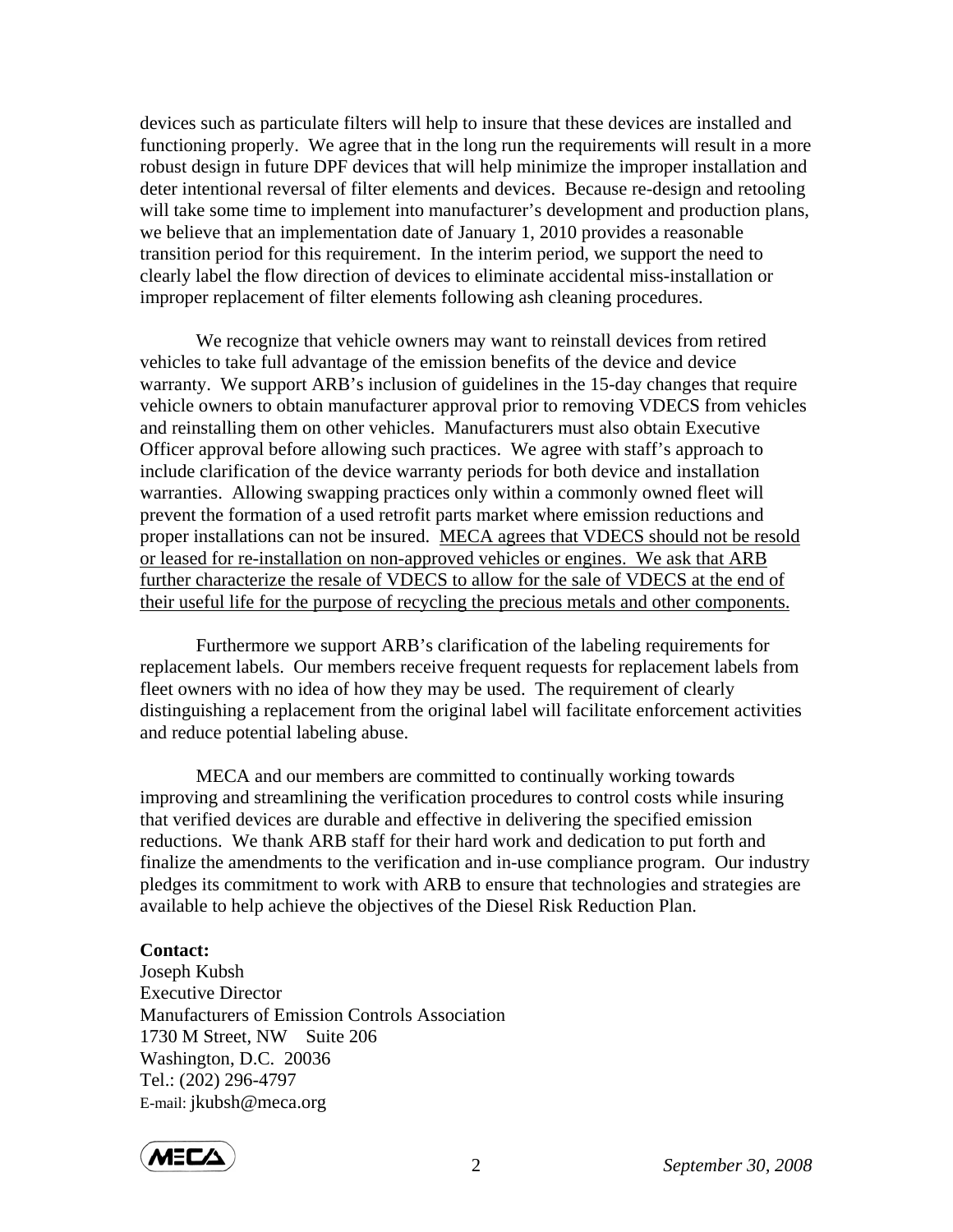devices such as particulate filters will help to insure that these devices are installed and functioning properly. We agree that in the long run the requirements will result in a more robust design in future DPF devices that will help minimize the improper installation and deter intentional reversal of filter elements and devices. Because re-design and retooling will take some time to implement into manufacturer's development and production plans, we believe that an implementation date of January 1, 2010 provides a reasonable transition period for this requirement. In the interim period, we support the need to clearly label the flow direction of devices to eliminate accidental miss-installation or improper replacement of filter elements following ash cleaning procedures.

We recognize that vehicle owners may want to reinstall devices from retired vehicles to take full advantage of the emission benefits of the device and device warranty. We support ARB's inclusion of guidelines in the 15-day changes that require vehicle owners to obtain manufacturer approval prior to removing VDECS from vehicles and reinstalling them on other vehicles. Manufacturers must also obtain Executive Officer approval before allowing such practices. We agree with staff's approach to include clarification of the device warranty periods for both device and installation warranties. Allowing swapping practices only within a commonly owned fleet will prevent the formation of a used retrofit parts market where emission reductions and proper installations can not be insured. <u>MECA agrees that VDECS should not be resold or leased for re-installation on non-approved vehicles or engines. We ask that ARB further characterize the resale of VDECS to allow for the sale of VDECS at the end of their useful life for the purpose of recycling the precious metals and other components.</u>

Furthermore we support ARB's clarification of the labeling requirements for replacement labels. Our members receive frequent requests for replacement labels from fleet owners with no idea of how they may be used. The requirement of clearly distinguishing a replacement from the original label will facilitate enforcement activities and reduce potential labeling abuse.

MECA and our members are committed to continually working towards improving and streamlining the verification procedures to control costs while insuring that verified devices are durable and effective in delivering the specified emission reductions. We thank ARB staff for their hard work and dedication to put forth and finalize the amendments to the verification and in-use compliance program. Our industry pledges its commitment to work with ARB to ensure that technologies and strategies are available to help achieve the objectives of the Diesel Risk Reduction Plan.

**Contact:**
Joseph Kubsh
Executive Director
Manufacturers of Emission Controls Association
1730 M Street, NW Suite 206
Washington, D.C. 20036
Tel.: (202) 296-4797
E-mail: jkubsh@meca.org